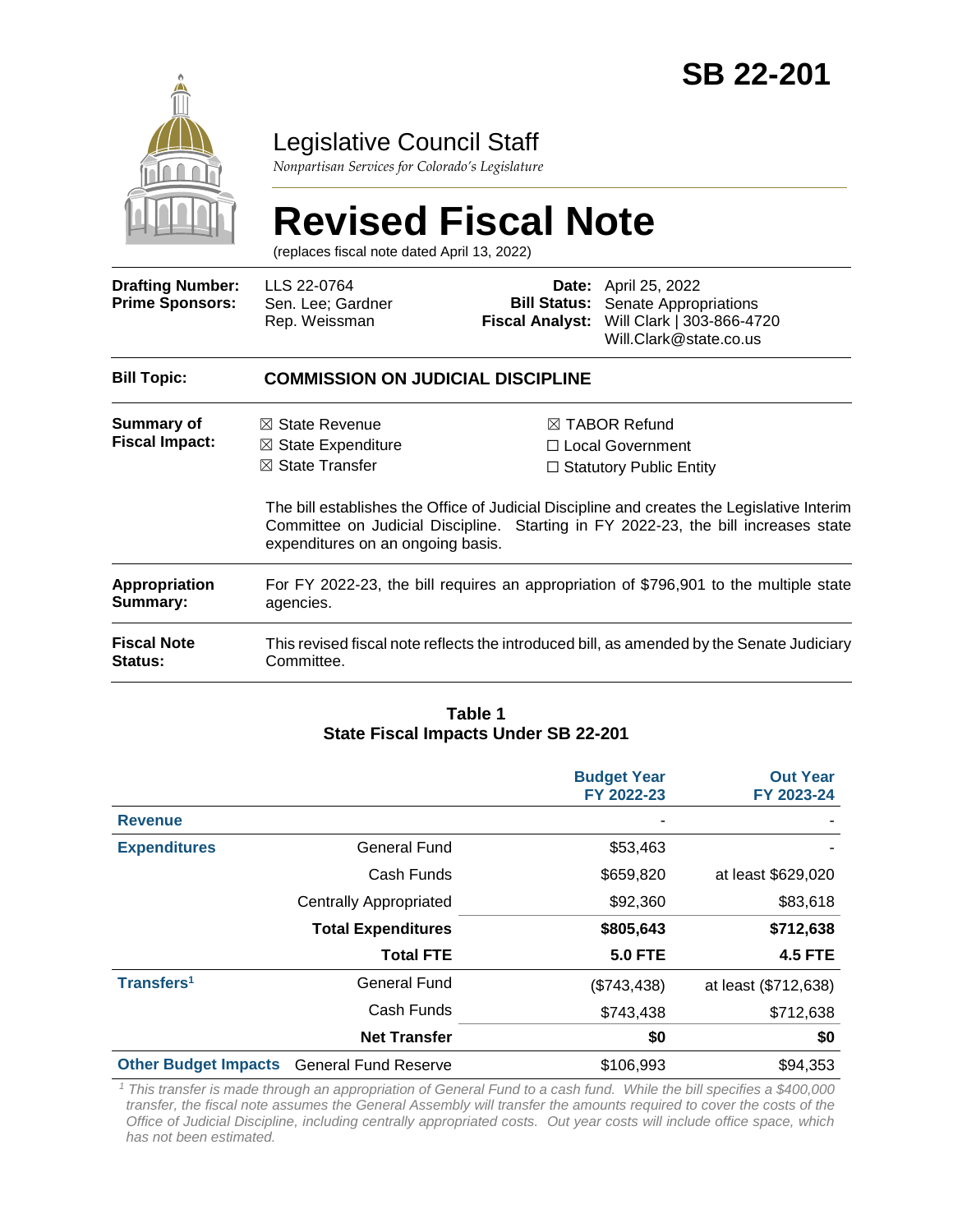# SB 22-201

## Legislative Council Staff

*Nonpartisan Services for Colorado's Legislature*

# Revised Fiscal Note

(replaces fiscal note dated April 13, 2022)

| | | | |
|---|---|---|---|
| **Drafting Number:** | LLS 22-0764 | **Date:** | April 25, 2022 |
| **Prime Sponsors:** | Sen. Lee; Gardner<br>Rep. Weissman | **Bill Status:** | Senate Appropriations |
| | | **Fiscal Analyst:** | Will Clark \| 303-866-4720<br>Will.Clark@state.co.us |

| | |
|---|---|
| **Bill Topic:** | **COMMISSION ON JUDICIAL DISCIPLINE** |
| **Summary of Fiscal Impact:** | ☒ State Revenue ☒ State Expenditure ☒ State Transfer ☒ TABOR Refund ☐ Local Government ☐ Statutory Public Entity<br><br>The bill establishes the Office of Judicial Discipline and creates the Legislative Interim Committee on Judicial Discipline. Starting in FY 2022-23, the bill increases state expenditures on an ongoing basis. |
| **Appropriation Summary:** | For FY 2022-23, the bill requires an appropriation of $796,901 to the multiple state agencies. |
| **Fiscal Note Status:** | This revised fiscal note reflects the introduced bill, as amended by the Senate Judiciary Committee. |

**Table 1**
**State Fiscal Impacts Under SB 22-201**

| | | Budget Year FY 2022-23 | Out Year FY 2023-24 |
|---|---|---|---|
| **Revenue** | | - | - |
| **Expenditures** | General Fund | $53,463 | - |
| | Cash Funds | $659,820 | at least $629,020 |
| | Centrally Appropriated | $92,360 | $83,618 |
| | **Total Expenditures** | **$805,643** | **$712,638** |
| | **Total FTE** | **5.0 FTE** | **4.5 FTE** |
| **Transfers**[1] | General Fund | ($743,438) | at least ($712,638) |
| | Cash Funds | $743,438 | $712,638 |
| | **Net Transfer** | **$0** | **$0** |
| **Other Budget Impacts** | General Fund Reserve | $106,993 | $94,353 |

*[1] This transfer is made through an appropriation of General Fund to a cash fund. While the bill specifies a $400,000 transfer, the fiscal note assumes the General Assembly will transfer the amounts required to cover the costs of the Office of Judicial Discipline, including centrally appropriated costs. Out year costs will include office space, which has not been estimated.*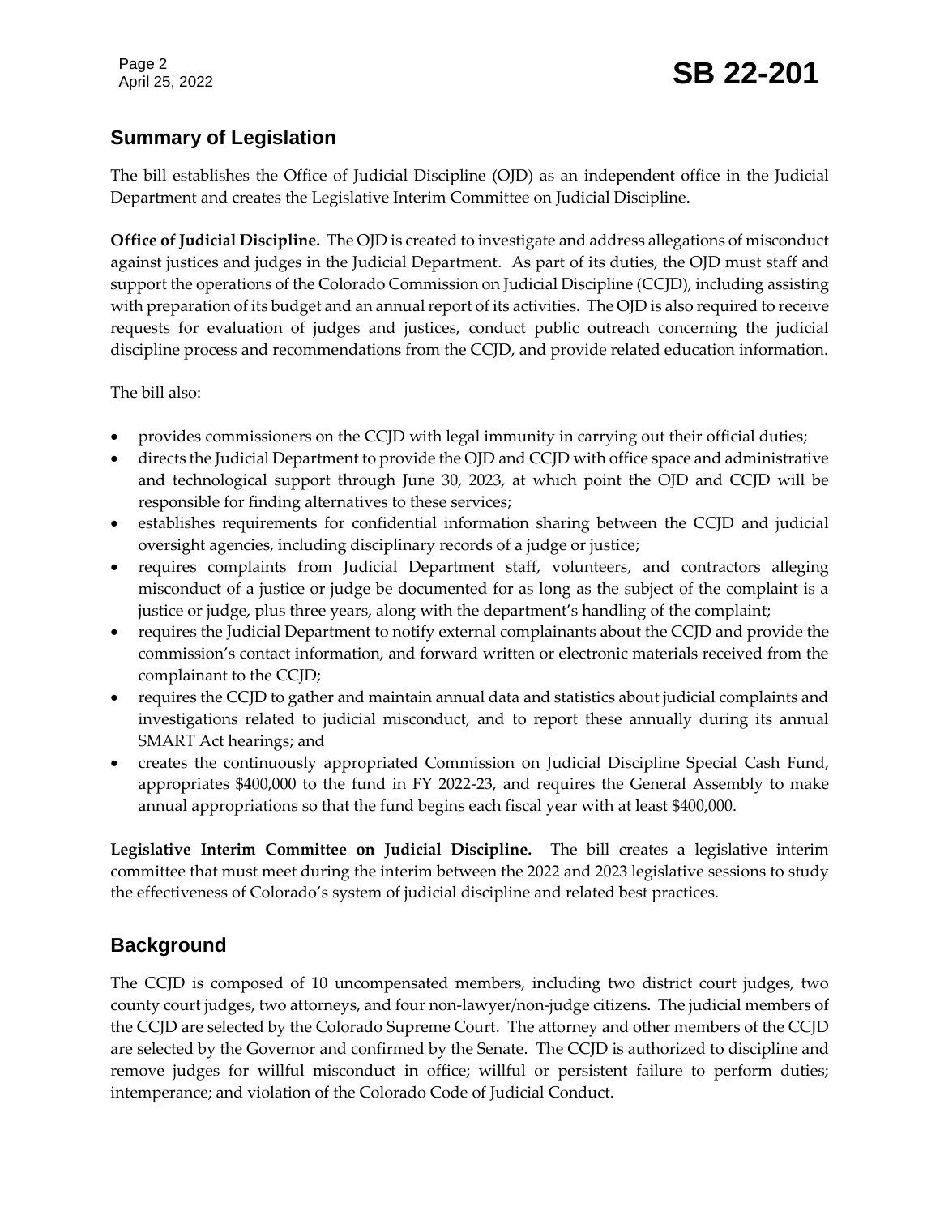## Summary of Legislation

The bill establishes the Office of Judicial Discipline (OJD) as an independent office in the Judicial Department and creates the Legislative Interim Committee on Judicial Discipline.

**Office of Judicial Discipline.** The OJD is created to investigate and address allegations of misconduct against justices and judges in the Judicial Department. As part of its duties, the OJD must staff and support the operations of the Colorado Commission on Judicial Discipline (CCJD), including assisting with preparation of its budget and an annual report of its activities. The OJD is also required to receive requests for evaluation of judges and justices, conduct public outreach concerning the judicial discipline process and recommendations from the CCJD, and provide related education information.

The bill also:

- provides commissioners on the CCJD with legal immunity in carrying out their official duties;
- directs the Judicial Department to provide the OJD and CCJD with office space and administrative and technological support through June 30, 2023, at which point the OJD and CCJD will be responsible for finding alternatives to these services;
- establishes requirements for confidential information sharing between the CCJD and judicial oversight agencies, including disciplinary records of a judge or justice;
- requires complaints from Judicial Department staff, volunteers, and contractors alleging misconduct of a justice or judge be documented for as long as the subject of the complaint is a justice or judge, plus three years, along with the department's handling of the complaint;
- requires the Judicial Department to notify external complainants about the CCJD and provide the commission's contact information, and forward written or electronic materials received from the complainant to the CCJD;
- requires the CCJD to gather and maintain annual data and statistics about judicial complaints and investigations related to judicial misconduct, and to report these annually during its annual SMART Act hearings; and
- creates the continuously appropriated Commission on Judicial Discipline Special Cash Fund, appropriates $400,000 to the fund in FY 2022-23, and requires the General Assembly to make annual appropriations so that the fund begins each fiscal year with at least $400,000.

**Legislative Interim Committee on Judicial Discipline.** The bill creates a legislative interim committee that must meet during the interim between the 2022 and 2023 legislative sessions to study the effectiveness of Colorado's system of judicial discipline and related best practices.

## Background

The CCJD is composed of 10 uncompensated members, including two district court judges, two county court judges, two attorneys, and four non-lawyer/non-judge citizens. The judicial members of the CCJD are selected by the Colorado Supreme Court. The attorney and other members of the CCJD are selected by the Governor and confirmed by the Senate. The CCJD is authorized to discipline and remove judges for willful misconduct in office; willful or persistent failure to perform duties; intemperance; and violation of the Colorado Code of Judicial Conduct.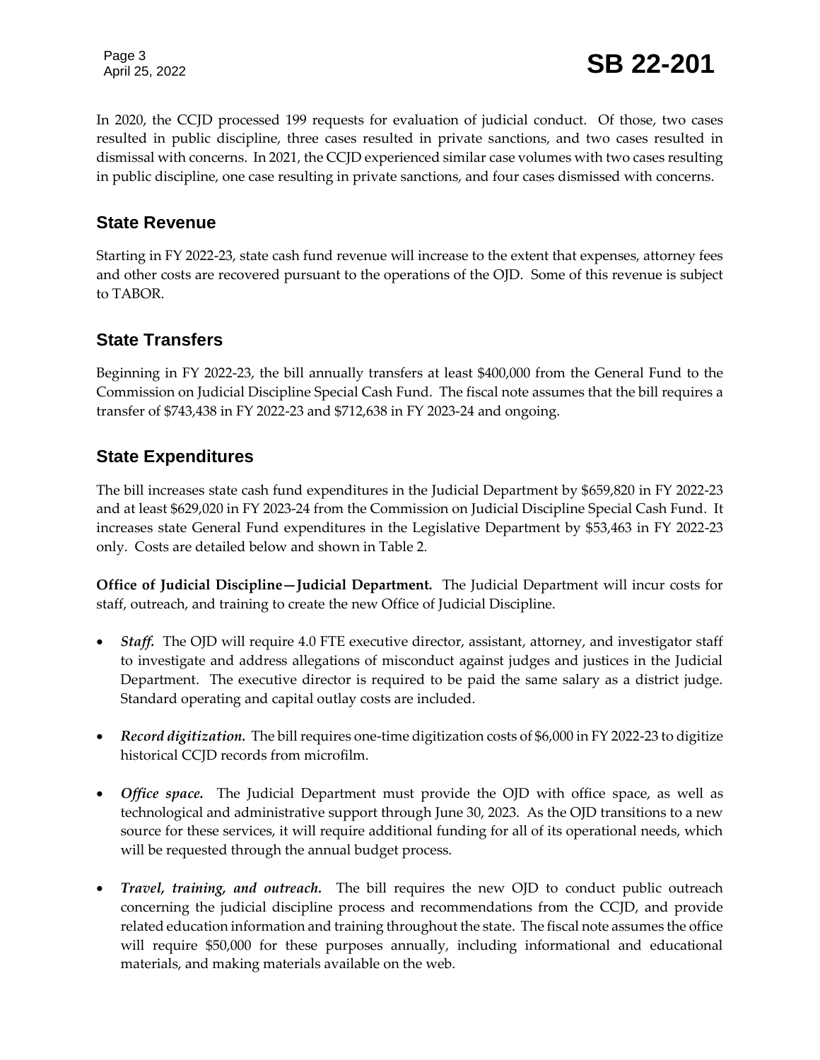In 2020, the CCJD processed 199 requests for evaluation of judicial conduct. Of those, two cases resulted in public discipline, three cases resulted in private sanctions, and two cases resulted in dismissal with concerns. In 2021, the CCJD experienced similar case volumes with two cases resulting in public discipline, one case resulting in private sanctions, and four cases dismissed with concerns.

## State Revenue

Starting in FY 2022-23, state cash fund revenue will increase to the extent that expenses, attorney fees and other costs are recovered pursuant to the operations of the OJD. Some of this revenue is subject to TABOR.

## State Transfers

Beginning in FY 2022-23, the bill annually transfers at least $400,000 from the General Fund to the Commission on Judicial Discipline Special Cash Fund. The fiscal note assumes that the bill requires a transfer of $743,438 in FY 2022-23 and $712,638 in FY 2023-24 and ongoing.

## State Expenditures

The bill increases state cash fund expenditures in the Judicial Department by $659,820 in FY 2022-23 and at least $629,020 in FY 2023-24 from the Commission on Judicial Discipline Special Cash Fund. It increases state General Fund expenditures in the Legislative Department by $53,463 in FY 2022-23 only. Costs are detailed below and shown in Table 2.

**Office of Judicial Discipline—Judicial Department.** The Judicial Department will incur costs for staff, outreach, and training to create the new Office of Judicial Discipline.

- ***Staff.*** The OJD will require 4.0 FTE executive director, assistant, attorney, and investigator staff to investigate and address allegations of misconduct against judges and justices in the Judicial Department. The executive director is required to be paid the same salary as a district judge. Standard operating and capital outlay costs are included.

- ***Record digitization.*** The bill requires one-time digitization costs of $6,000 in FY 2022-23 to digitize historical CCJD records from microfilm.

- ***Office space.*** The Judicial Department must provide the OJD with office space, as well as technological and administrative support through June 30, 2023. As the OJD transitions to a new source for these services, it will require additional funding for all of its operational needs, which will be requested through the annual budget process.

- ***Travel, training, and outreach.*** The bill requires the new OJD to conduct public outreach concerning the judicial discipline process and recommendations from the CCJD, and provide related education information and training throughout the state. The fiscal note assumes the office will require $50,000 for these purposes annually, including informational and educational materials, and making materials available on the web.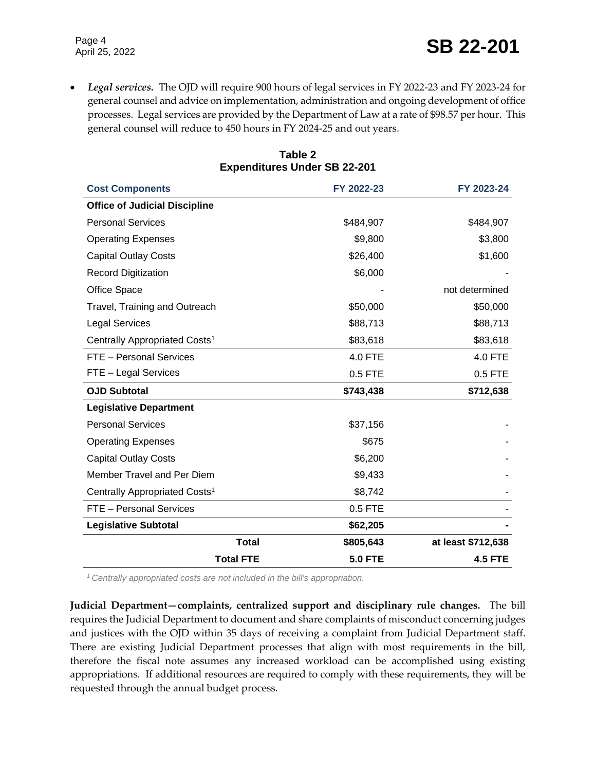- ***Legal services.*** The OJD will require 900 hours of legal services in FY 2022-23 and FY 2023-24 for general counsel and advice on implementation, administration and ongoing development of office processes. Legal services are provided by the Department of Law at a rate of $98.57 per hour. This general counsel will reduce to 450 hours in FY 2024-25 and out years.

**Table 2**
**Expenditures Under SB 22-201**

| Cost Components | FY 2022-23 | FY 2023-24 |
|---|---:|---:|
| **Office of Judicial Discipline** | | |
| Personal Services | $484,907 | $484,907 |
| Operating Expenses | $9,800 | $3,800 |
| Capital Outlay Costs | $26,400 | $1,600 |
| Record Digitization | $6,000 | - |
| Office Space | - | not determined |
| Travel, Training and Outreach | $50,000 | $50,000 |
| Legal Services | $88,713 | $88,713 |
| Centrally Appropriated Costs[1] | $83,618 | $83,618 |
| FTE – Personal Services | 4.0 FTE | 4.0 FTE |
| FTE – Legal Services | 0.5 FTE | 0.5 FTE |
| **OJD Subtotal** | **$743,438** | **$712,638** |
| **Legislative Department** | | |
| Personal Services | $37,156 | - |
| Operating Expenses | $675 | - |
| Capital Outlay Costs | $6,200 | - |
| Member Travel and Per Diem | $9,433 | - |
| Centrally Appropriated Costs[1] | $8,742 | - |
| FTE – Personal Services | 0.5 FTE | - |
| **Legislative Subtotal** | **$62,205** | **-** |
| **Total** | **$805,643** | **at least $712,638** |
| **Total FTE** | **5.0 FTE** | **4.5 FTE** |

*[1] Centrally appropriated costs are not included in the bill's appropriation.*

**Judicial Department—complaints, centralized support and disciplinary rule changes.** The bill requires the Judicial Department to document and share complaints of misconduct concerning judges and justices with the OJD within 35 days of receiving a complaint from Judicial Department staff. There are existing Judicial Department processes that align with most requirements in the bill, therefore the fiscal note assumes any increased workload can be accomplished using existing appropriations. If additional resources are required to comply with these requirements, they will be requested through the annual budget process.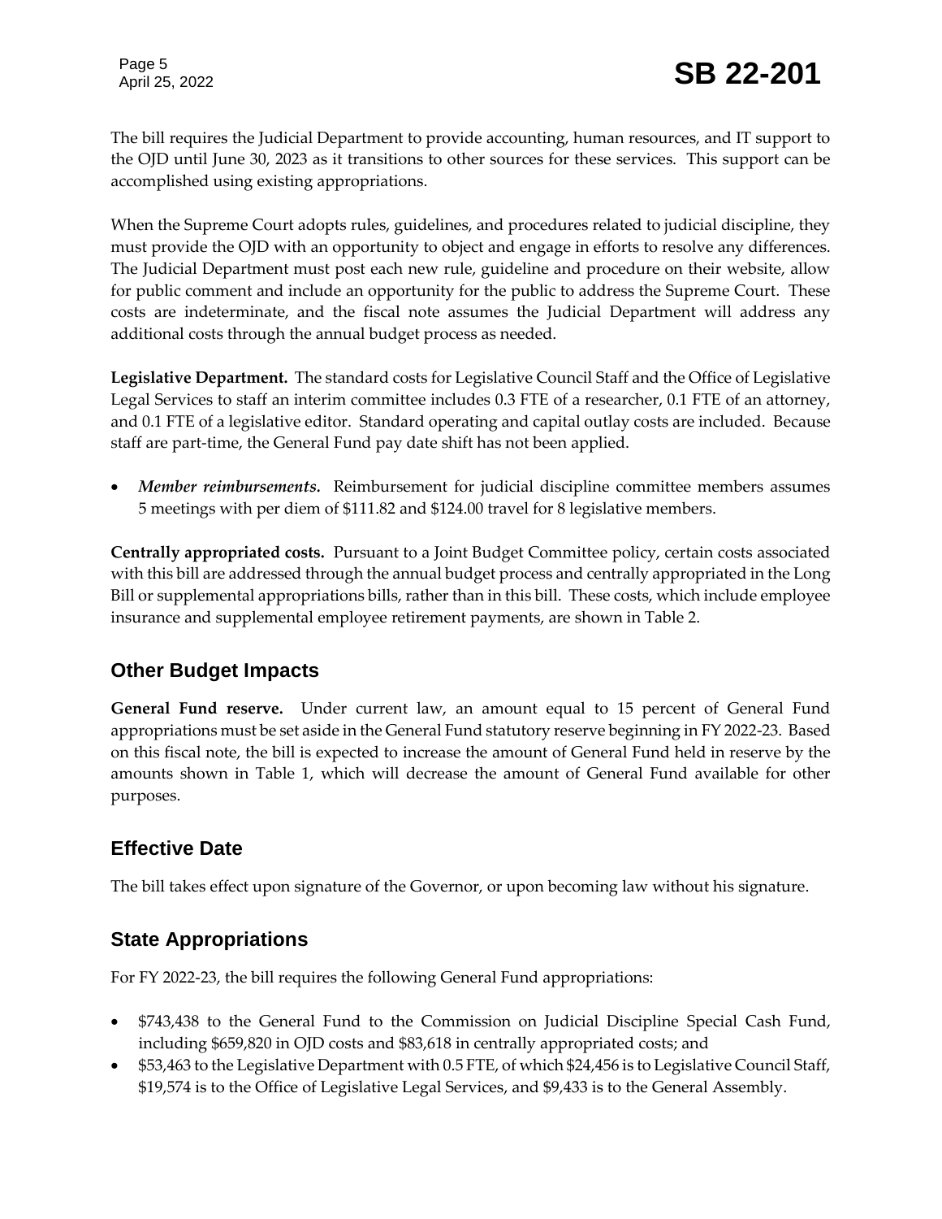The bill requires the Judicial Department to provide accounting, human resources, and IT support to the OJD until June 30, 2023 as it transitions to other sources for these services. This support can be accomplished using existing appropriations.

When the Supreme Court adopts rules, guidelines, and procedures related to judicial discipline, they must provide the OJD with an opportunity to object and engage in efforts to resolve any differences. The Judicial Department must post each new rule, guideline and procedure on their website, allow for public comment and include an opportunity for the public to address the Supreme Court. These costs are indeterminate, and the fiscal note assumes the Judicial Department will address any additional costs through the annual budget process as needed.

**Legislative Department.** The standard costs for Legislative Council Staff and the Office of Legislative Legal Services to staff an interim committee includes 0.3 FTE of a researcher, 0.1 FTE of an attorney, and 0.1 FTE of a legislative editor. Standard operating and capital outlay costs are included. Because staff are part-time, the General Fund pay date shift has not been applied.

- ***Member reimbursements.*** Reimbursement for judicial discipline committee members assumes 5 meetings with per diem of $111.82 and $124.00 travel for 8 legislative members.

**Centrally appropriated costs.** Pursuant to a Joint Budget Committee policy, certain costs associated with this bill are addressed through the annual budget process and centrally appropriated in the Long Bill or supplemental appropriations bills, rather than in this bill. These costs, which include employee insurance and supplemental employee retirement payments, are shown in Table 2.

## Other Budget Impacts

**General Fund reserve.** Under current law, an amount equal to 15 percent of General Fund appropriations must be set aside in the General Fund statutory reserve beginning in FY 2022-23. Based on this fiscal note, the bill is expected to increase the amount of General Fund held in reserve by the amounts shown in Table 1, which will decrease the amount of General Fund available for other purposes.

## Effective Date

The bill takes effect upon signature of the Governor, or upon becoming law without his signature.

## State Appropriations

For FY 2022-23, the bill requires the following General Fund appropriations:

- $743,438 to the General Fund to the Commission on Judicial Discipline Special Cash Fund, including $659,820 in OJD costs and $83,618 in centrally appropriated costs; and
- $53,463 to the Legislative Department with 0.5 FTE, of which $24,456 is to Legislative Council Staff, $19,574 is to the Office of Legislative Legal Services, and $9,433 is to the General Assembly.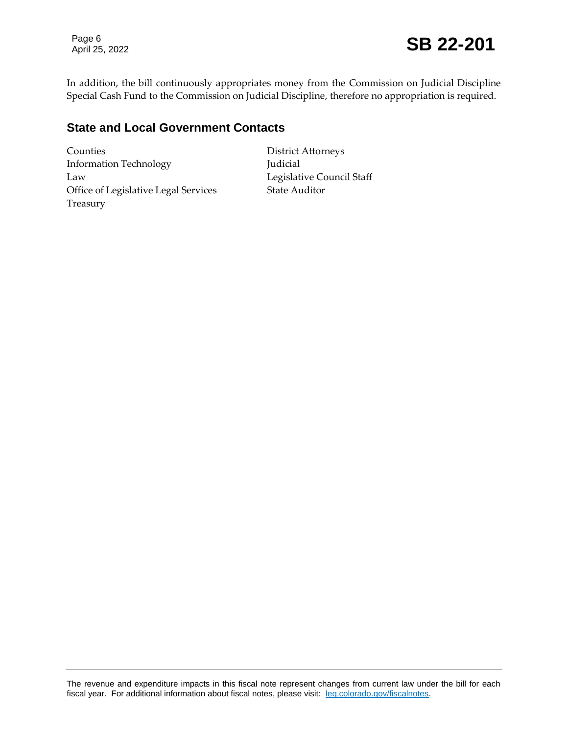In addition, the bill continuously appropriates money from the Commission on Judicial Discipline Special Cash Fund to the Commission on Judicial Discipline, therefore no appropriation is required.

## State and Local Government Contacts

Counties
District Attorneys
Information Technology
Judicial
Law
Legislative Council Staff
Office of Legislative Legal Services
State Auditor
Treasury

The revenue and expenditure impacts in this fiscal note represent changes from current law under the bill for each fiscal year. For additional information about fiscal notes, please visit: leg.colorado.gov/fiscalnotes.